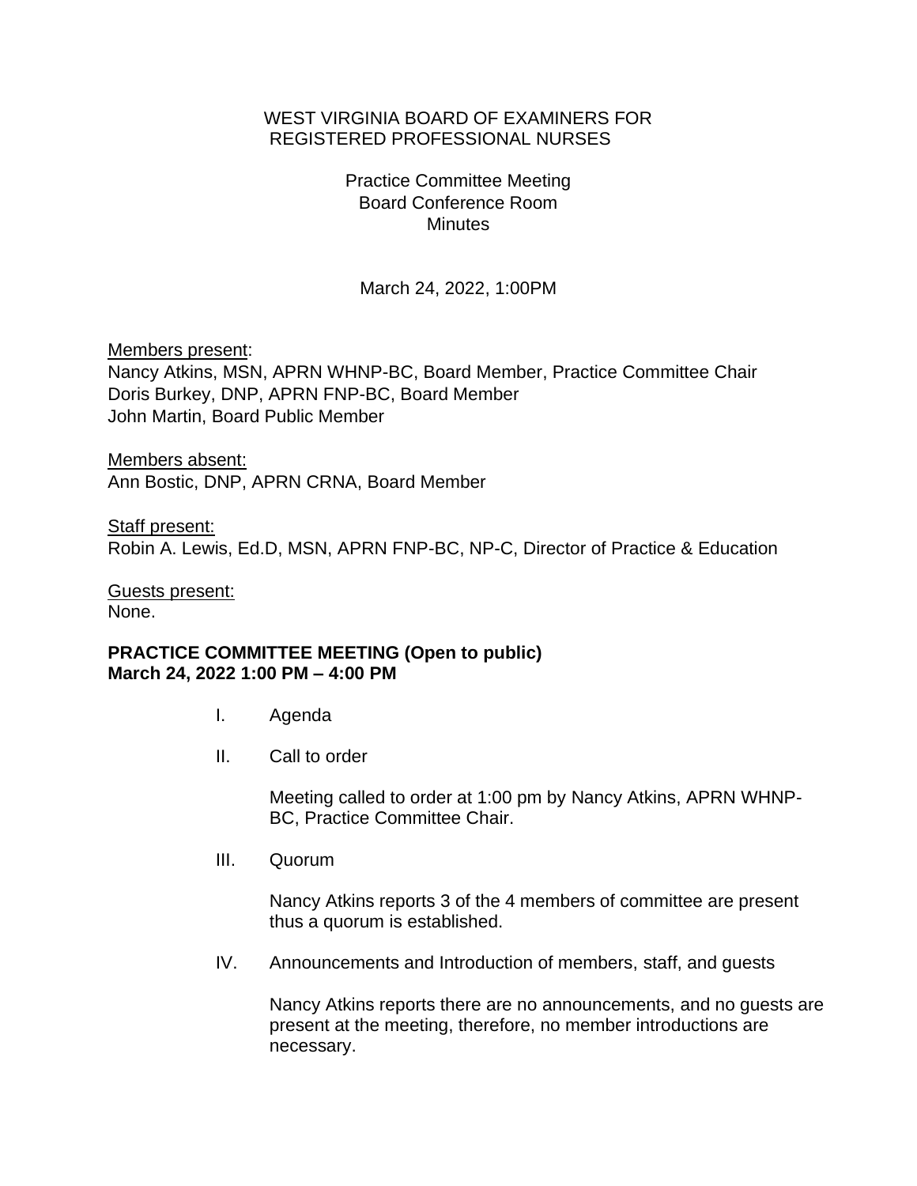# WEST VIRGINIA BOARD OF EXAMINERS FOR REGISTERED PROFESSIONAL NURSES

Practice Committee Meeting
Board Conference Room
Minutes

March 24, 2022, 1:00PM

Members present:
Nancy Atkins, MSN, APRN WHNP-BC, Board Member, Practice Committee Chair
Doris Burkey, DNP, APRN FNP-BC, Board Member
John Martin, Board Public Member

Members absent:
Ann Bostic, DNP, APRN CRNA, Board Member

Staff present:
Robin A. Lewis, Ed.D, MSN, APRN FNP-BC, NP-C, Director of Practice & Education

Guests present:
None.

**PRACTICE COMMITTEE MEETING (Open to public)**
**March 24, 2022 1:00 PM – 4:00 PM**

I. Agenda

II. Call to order

Meeting called to order at 1:00 pm by Nancy Atkins, APRN WHNP-BC, Practice Committee Chair.

III. Quorum

Nancy Atkins reports 3 of the 4 members of committee are present thus a quorum is established.

IV. Announcements and Introduction of members, staff, and guests

Nancy Atkins reports there are no announcements, and no guests are present at the meeting, therefore, no member introductions are necessary.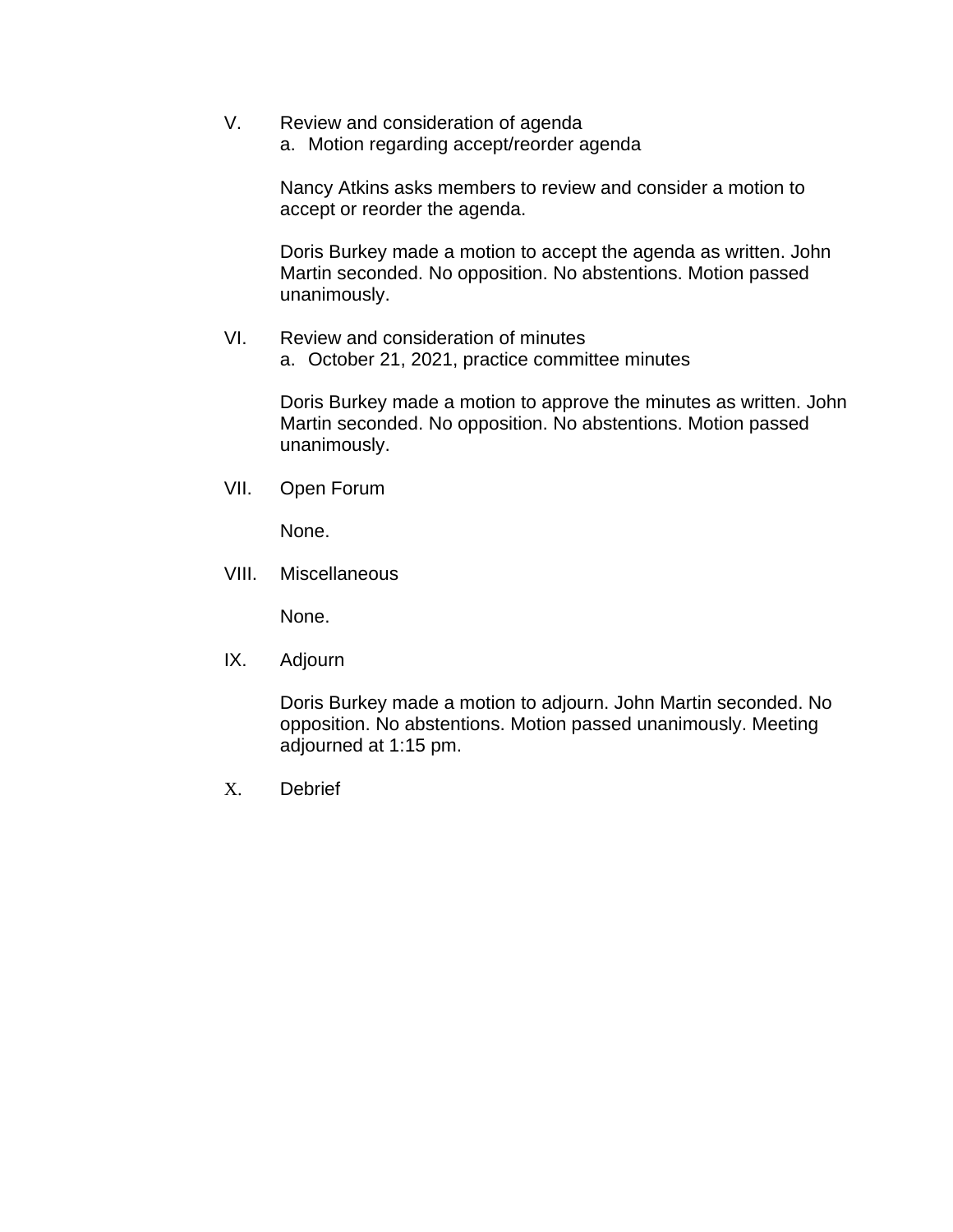V. Review and consideration of agenda

a. Motion regarding accept/reorder agenda

Nancy Atkins asks members to review and consider a motion to accept or reorder the agenda.

Doris Burkey made a motion to accept the agenda as written. John Martin seconded. No opposition. No abstentions. Motion passed unanimously.

VI. Review and consideration of minutes

a. October 21, 2021, practice committee minutes

Doris Burkey made a motion to approve the minutes as written. John Martin seconded. No opposition. No abstentions. Motion passed unanimously.

VII. Open Forum

None.

VIII. Miscellaneous

None.

IX. Adjourn

Doris Burkey made a motion to adjourn. John Martin seconded. No opposition. No abstentions. Motion passed unanimously. Meeting adjourned at 1:15 pm.

X. Debrief